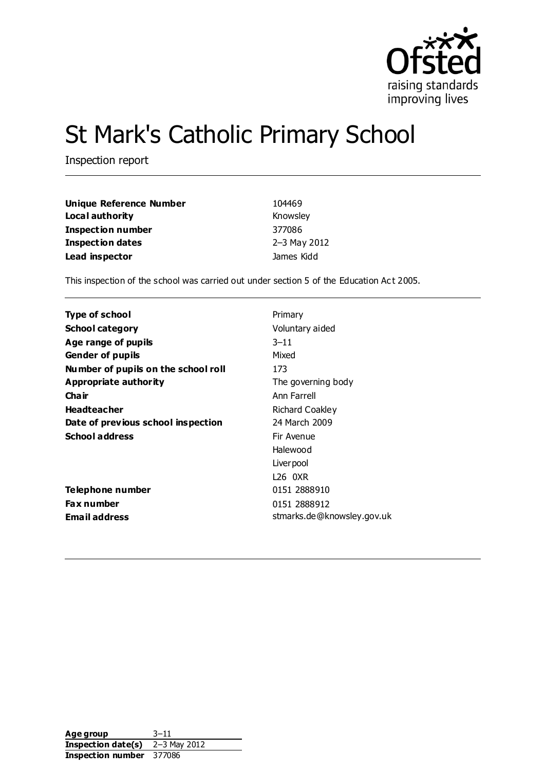# St Mark's Catholic Primary School

Inspection report

| | |
|---|---|
| **Unique Reference Number** | 104469 |
| **Local authority** | Knowsley |
| **Inspection number** | 377086 |
| **Inspection dates** | 2–3 May 2012 |
| **Lead inspector** | James Kidd |

This inspection of the school was carried out under section 5 of the Education Act 2005.

| | |
|---|---|
| **Type of school** | Primary |
| **School category** | Voluntary aided |
| **Age range of pupils** | 3–11 |
| **Gender of pupils** | Mixed |
| **Number of pupils on the school roll** | 173 |
| **Appropriate authority** | The governing body |
| **Chair** | Ann Farrell |
| **Headteacher** | Richard Coakley |
| **Date of previous school inspection** | 24 March 2009 |
| **School address** | Fir Avenue<br>Halewood<br>Liverpool<br>L26 0XR |
| **Telephone number** | 0151 2888910 |
| **Fax number** | 0151 2888912 |
| **Email address** | stmarks.de@knowsley.gov.uk |

| | |
|---|---|
| **Age group** | 3–11 |
| **Inspection date(s)** | 2–3 May 2012 |
| **Inspection number** | 377086 |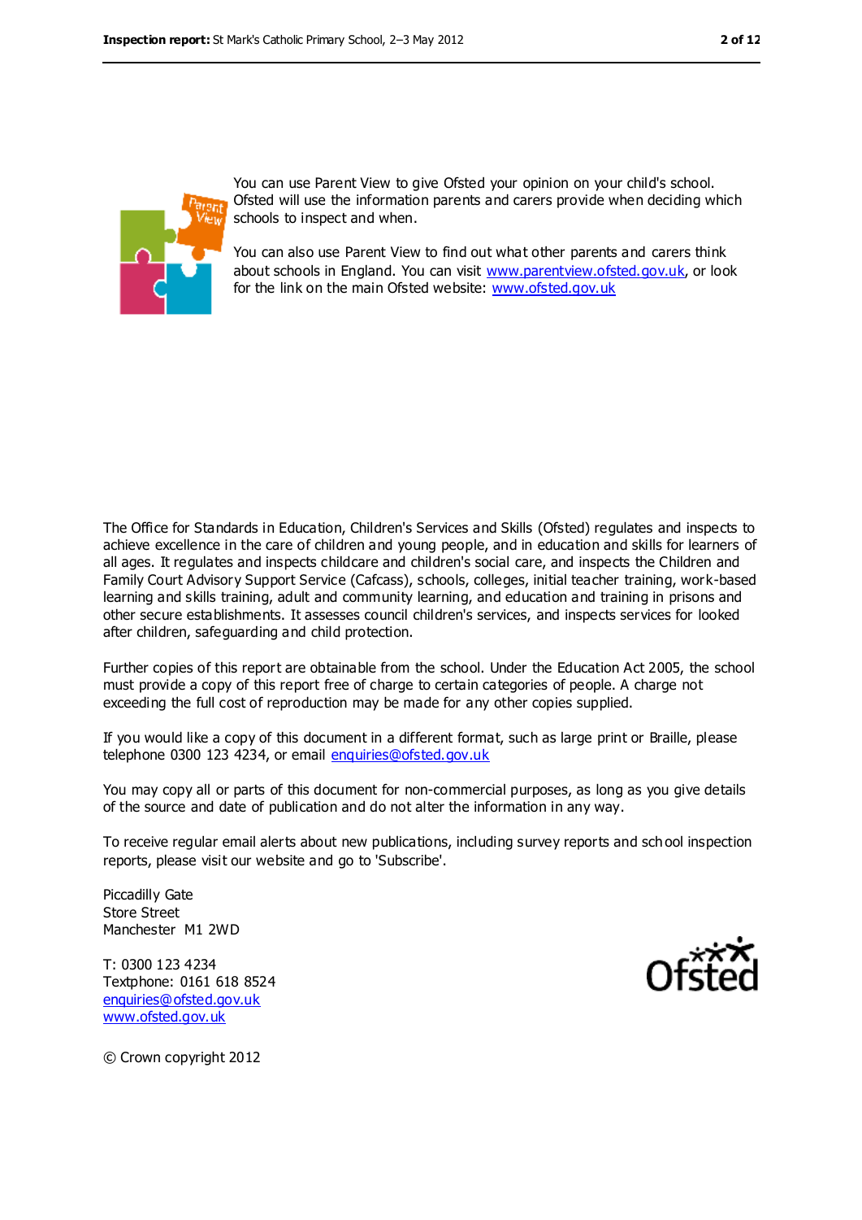You can use Parent View to give Ofsted your opinion on your child's school. Ofsted will use the information parents and carers provide when deciding which schools to inspect and when.

You can also use Parent View to find out what other parents and carers think about schools in England. You can visit www.parentview.ofsted.gov.uk, or look for the link on the main Ofsted website: www.ofsted.gov.uk

The Office for Standards in Education, Children's Services and Skills (Ofsted) regulates and inspects to achieve excellence in the care of children and young people, and in education and skills for learners of all ages. It regulates and inspects childcare and children's social care, and inspects the Children and Family Court Advisory Support Service (Cafcass), schools, colleges, initial teacher training, work-based learning and skills training, adult and community learning, and education and training in prisons and other secure establishments. It assesses council children's services, and inspects services for looked after children, safeguarding and child protection.

Further copies of this report are obtainable from the school. Under the Education Act 2005, the school must provide a copy of this report free of charge to certain categories of people. A charge not exceeding the full cost of reproduction may be made for any other copies supplied.

If you would like a copy of this document in a different format, such as large print or Braille, please telephone 0300 123 4234, or email enquiries@ofsted.gov.uk

You may copy all or parts of this document for non-commercial purposes, as long as you give details of the source and date of publication and do not alter the information in any way.

To receive regular email alerts about new publications, including survey reports and school inspection reports, please visit our website and go to 'Subscribe'.

Piccadilly Gate
Store Street
Manchester M1 2WD

T: 0300 123 4234
Textphone: 0161 618 8524
enquiries@ofsted.gov.uk
www.ofsted.gov.uk

© Crown copyright 2012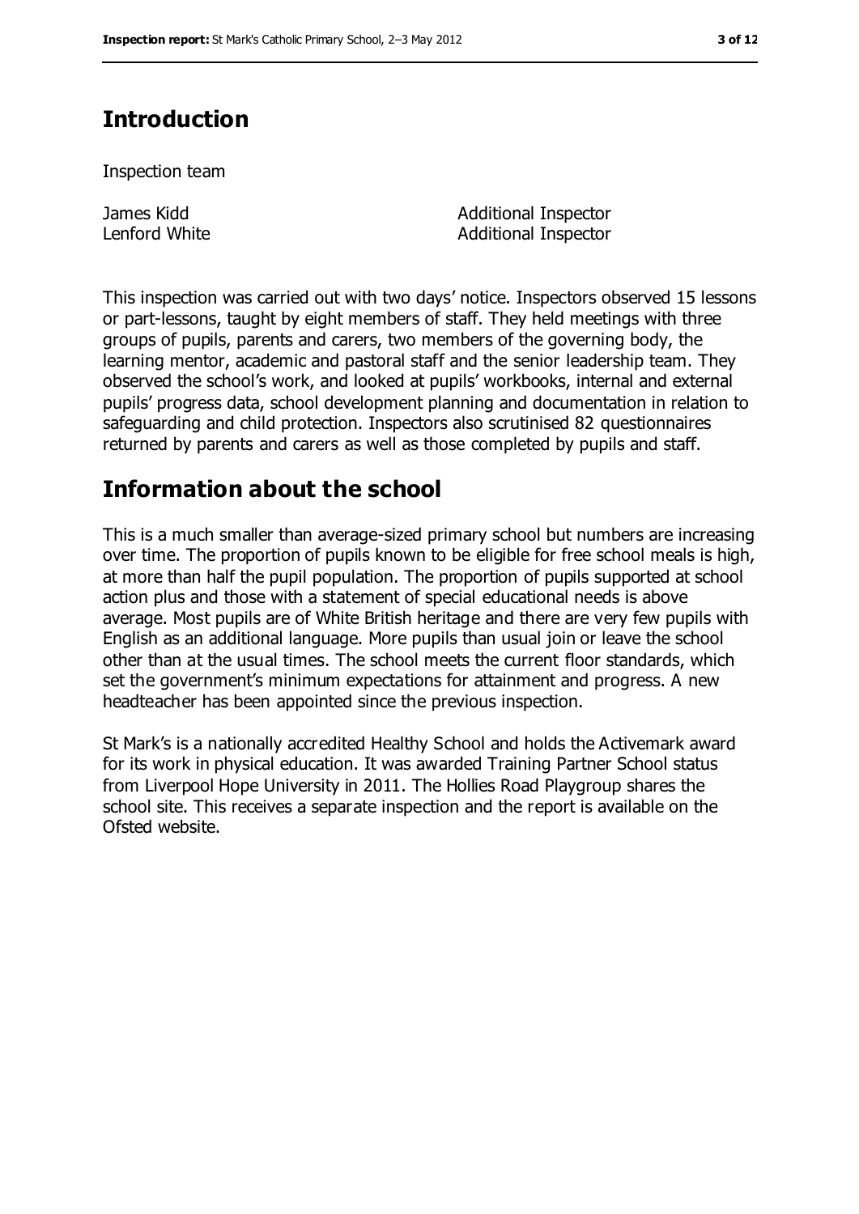## Introduction

Inspection team

| | |
|---|---|
| James Kidd | Additional Inspector |
| Lenford White | Additional Inspector |

This inspection was carried out with two days' notice. Inspectors observed 15 lessons or part-lessons, taught by eight members of staff. They held meetings with three groups of pupils, parents and carers, two members of the governing body, the learning mentor, academic and pastoral staff and the senior leadership team. They observed the school's work, and looked at pupils' workbooks, internal and external pupils' progress data, school development planning and documentation in relation to safeguarding and child protection. Inspectors also scrutinised 82 questionnaires returned by parents and carers as well as those completed by pupils and staff.

## Information about the school

This is a much smaller than average-sized primary school but numbers are increasing over time. The proportion of pupils known to be eligible for free school meals is high, at more than half the pupil population. The proportion of pupils supported at school action plus and those with a statement of special educational needs is above average. Most pupils are of White British heritage and there are very few pupils with English as an additional language. More pupils than usual join or leave the school other than at the usual times. The school meets the current floor standards, which set the government's minimum expectations for attainment and progress. A new headteacher has been appointed since the previous inspection.

St Mark's is a nationally accredited Healthy School and holds the Activemark award for its work in physical education. It was awarded Training Partner School status from Liverpool Hope University in 2011. The Hollies Road Playgroup shares the school site. This receives a separate inspection and the report is available on the Ofsted website.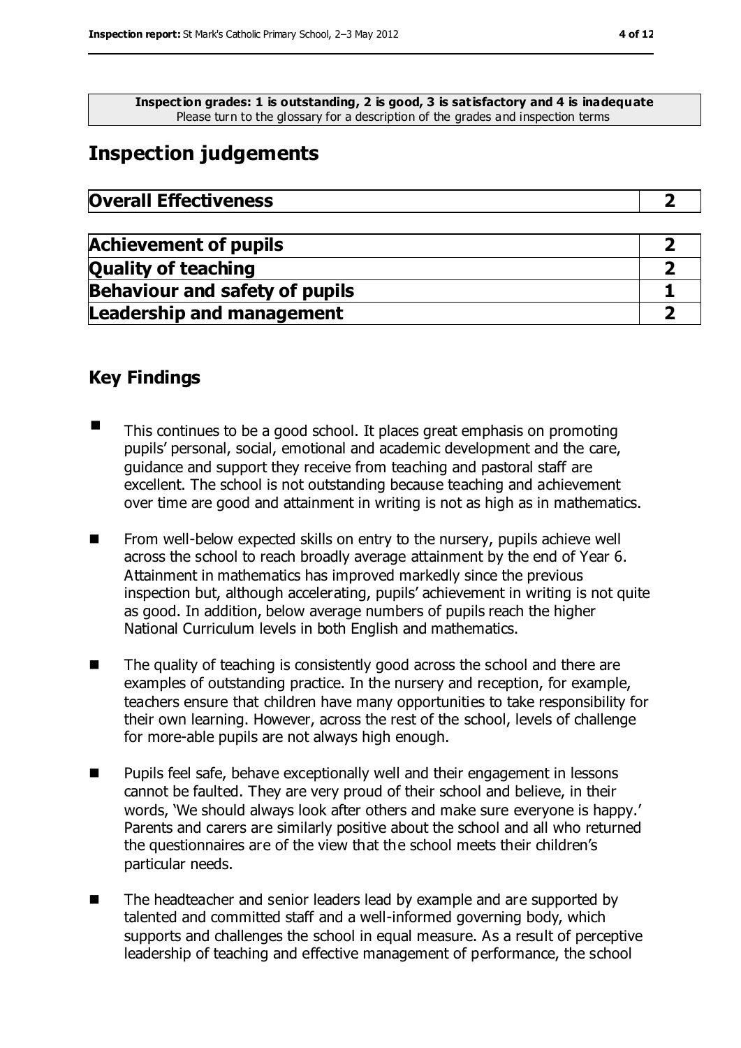**Inspection grades: 1 is outstanding, 2 is good, 3 is satisfactory and 4 is inadequate**
Please turn to the glossary for a description of the grades and inspection terms

## Inspection judgements

| Overall Effectiveness | 2 |
|---|---|

| Achievement of pupils | 2 |
|---|---|
| Quality of teaching | 2 |
| Behaviour and safety of pupils | 1 |
| Leadership and management | 2 |

### Key Findings

- This continues to be a good school. It places great emphasis on promoting pupils' personal, social, emotional and academic development and the care, guidance and support they receive from teaching and pastoral staff are excellent. The school is not outstanding because teaching and achievement over time are good and attainment in writing is not as high as in mathematics.
- From well-below expected skills on entry to the nursery, pupils achieve well across the school to reach broadly average attainment by the end of Year 6. Attainment in mathematics has improved markedly since the previous inspection but, although accelerating, pupils' achievement in writing is not quite as good. In addition, below average numbers of pupils reach the higher National Curriculum levels in both English and mathematics.
- The quality of teaching is consistently good across the school and there are examples of outstanding practice. In the nursery and reception, for example, teachers ensure that children have many opportunities to take responsibility for their own learning. However, across the rest of the school, levels of challenge for more-able pupils are not always high enough.
- Pupils feel safe, behave exceptionally well and their engagement in lessons cannot be faulted. They are very proud of their school and believe, in their words, 'We should always look after others and make sure everyone is happy.' Parents and carers are similarly positive about the school and all who returned the questionnaires are of the view that the school meets their children's particular needs.
- The headteacher and senior leaders lead by example and are supported by talented and committed staff and a well-informed governing body, which supports and challenges the school in equal measure. As a result of perceptive leadership of teaching and effective management of performance, the school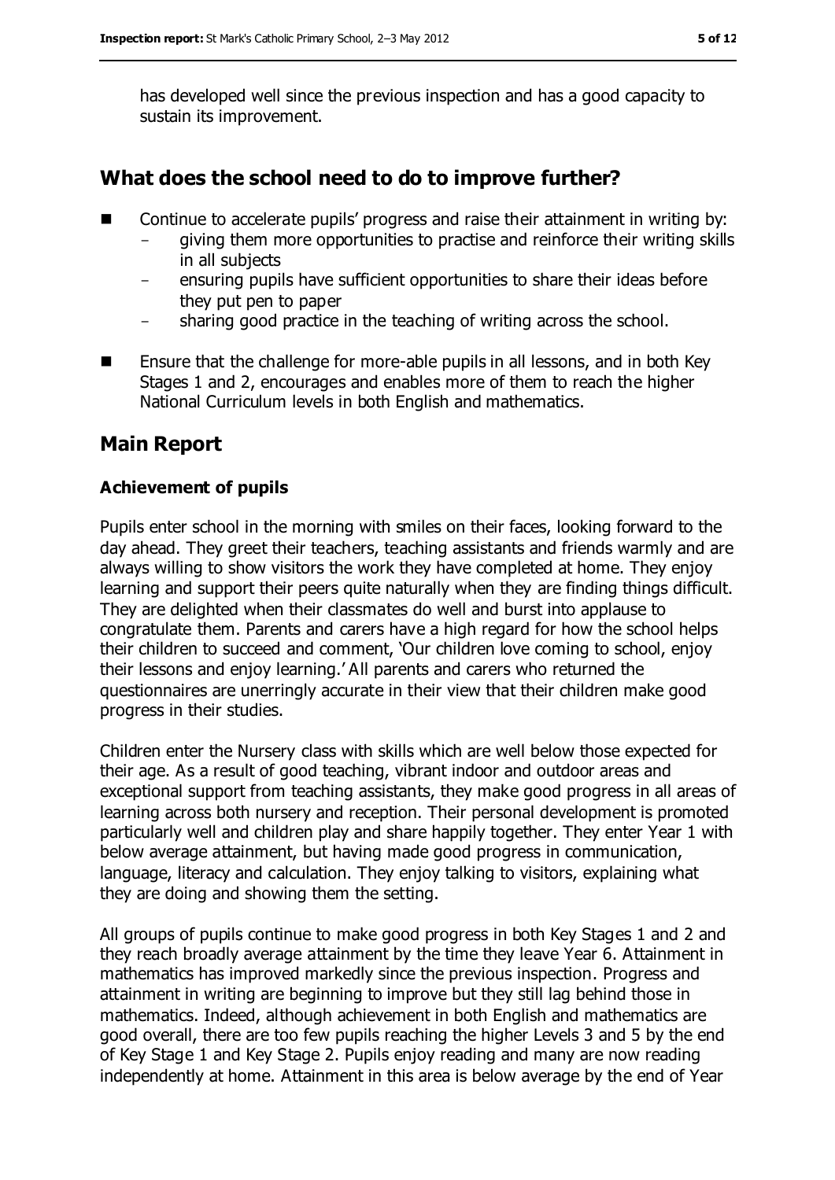has developed well since the previous inspection and has a good capacity to sustain its improvement.

## What does the school need to do to improve further?

- Continue to accelerate pupils' progress and raise their attainment in writing by:
  - giving them more opportunities to practise and reinforce their writing skills in all subjects
  - ensuring pupils have sufficient opportunities to share their ideas before they put pen to paper
  - sharing good practice in the teaching of writing across the school.
- Ensure that the challenge for more-able pupils in all lessons, and in both Key Stages 1 and 2, encourages and enables more of them to reach the higher National Curriculum levels in both English and mathematics.

## Main Report

### Achievement of pupils

Pupils enter school in the morning with smiles on their faces, looking forward to the day ahead. They greet their teachers, teaching assistants and friends warmly and are always willing to show visitors the work they have completed at home. They enjoy learning and support their peers quite naturally when they are finding things difficult. They are delighted when their classmates do well and burst into applause to congratulate them. Parents and carers have a high regard for how the school helps their children to succeed and comment, 'Our children love coming to school, enjoy their lessons and enjoy learning.' All parents and carers who returned the questionnaires are unerringly accurate in their view that their children make good progress in their studies.

Children enter the Nursery class with skills which are well below those expected for their age. As a result of good teaching, vibrant indoor and outdoor areas and exceptional support from teaching assistants, they make good progress in all areas of learning across both nursery and reception. Their personal development is promoted particularly well and children play and share happily together. They enter Year 1 with below average attainment, but having made good progress in communication, language, literacy and calculation. They enjoy talking to visitors, explaining what they are doing and showing them the setting.

All groups of pupils continue to make good progress in both Key Stages 1 and 2 and they reach broadly average attainment by the time they leave Year 6. Attainment in mathematics has improved markedly since the previous inspection. Progress and attainment in writing are beginning to improve but they still lag behind those in mathematics. Indeed, although achievement in both English and mathematics are good overall, there are too few pupils reaching the higher Levels 3 and 5 by the end of Key Stage 1 and Key Stage 2. Pupils enjoy reading and many are now reading independently at home. Attainment in this area is below average by the end of Year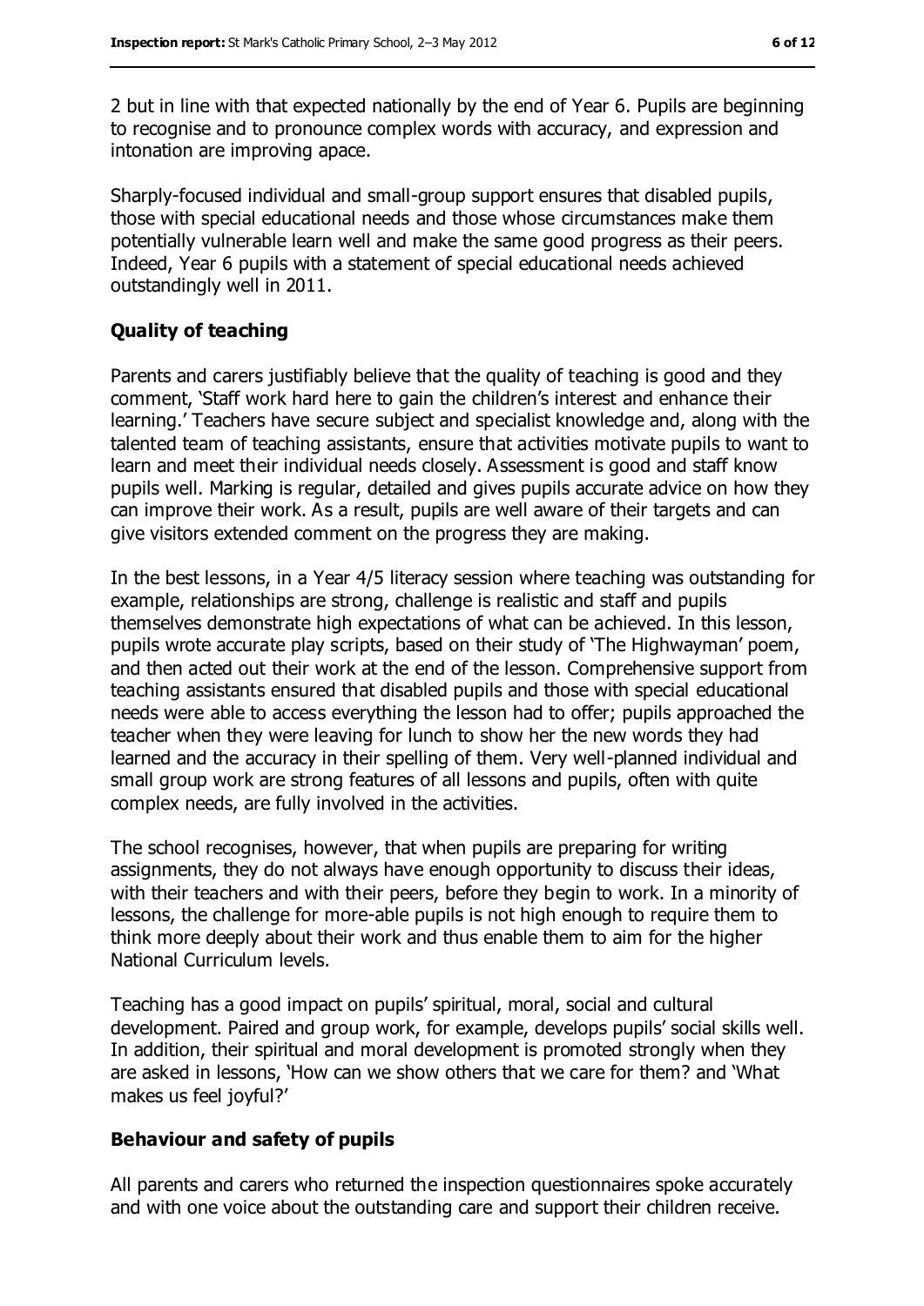2 but in line with that expected nationally by the end of Year 6. Pupils are beginning to recognise and to pronounce complex words with accuracy, and expression and intonation are improving apace.

Sharply-focused individual and small-group support ensures that disabled pupils, those with special educational needs and those whose circumstances make them potentially vulnerable learn well and make the same good progress as their peers. Indeed, Year 6 pupils with a statement of special educational needs achieved outstandingly well in 2011.

### Quality of teaching

Parents and carers justifiably believe that the quality of teaching is good and they comment, 'Staff work hard here to gain the children's interest and enhance their learning.' Teachers have secure subject and specialist knowledge and, along with the talented team of teaching assistants, ensure that activities motivate pupils to want to learn and meet their individual needs closely. Assessment is good and staff know pupils well. Marking is regular, detailed and gives pupils accurate advice on how they can improve their work. As a result, pupils are well aware of their targets and can give visitors extended comment on the progress they are making.

In the best lessons, in a Year 4/5 literacy session where teaching was outstanding for example, relationships are strong, challenge is realistic and staff and pupils themselves demonstrate high expectations of what can be achieved. In this lesson, pupils wrote accurate play scripts, based on their study of 'The Highwayman' poem, and then acted out their work at the end of the lesson. Comprehensive support from teaching assistants ensured that disabled pupils and those with special educational needs were able to access everything the lesson had to offer; pupils approached the teacher when they were leaving for lunch to show her the new words they had learned and the accuracy in their spelling of them. Very well-planned individual and small group work are strong features of all lessons and pupils, often with quite complex needs, are fully involved in the activities.

The school recognises, however, that when pupils are preparing for writing assignments, they do not always have enough opportunity to discuss their ideas, with their teachers and with their peers, before they begin to work. In a minority of lessons, the challenge for more-able pupils is not high enough to require them to think more deeply about their work and thus enable them to aim for the higher National Curriculum levels.

Teaching has a good impact on pupils' spiritual, moral, social and cultural development. Paired and group work, for example, develops pupils' social skills well. In addition, their spiritual and moral development is promoted strongly when they are asked in lessons, 'How can we show others that we care for them? and 'What makes us feel joyful?'

### Behaviour and safety of pupils

All parents and carers who returned the inspection questionnaires spoke accurately and with one voice about the outstanding care and support their children receive.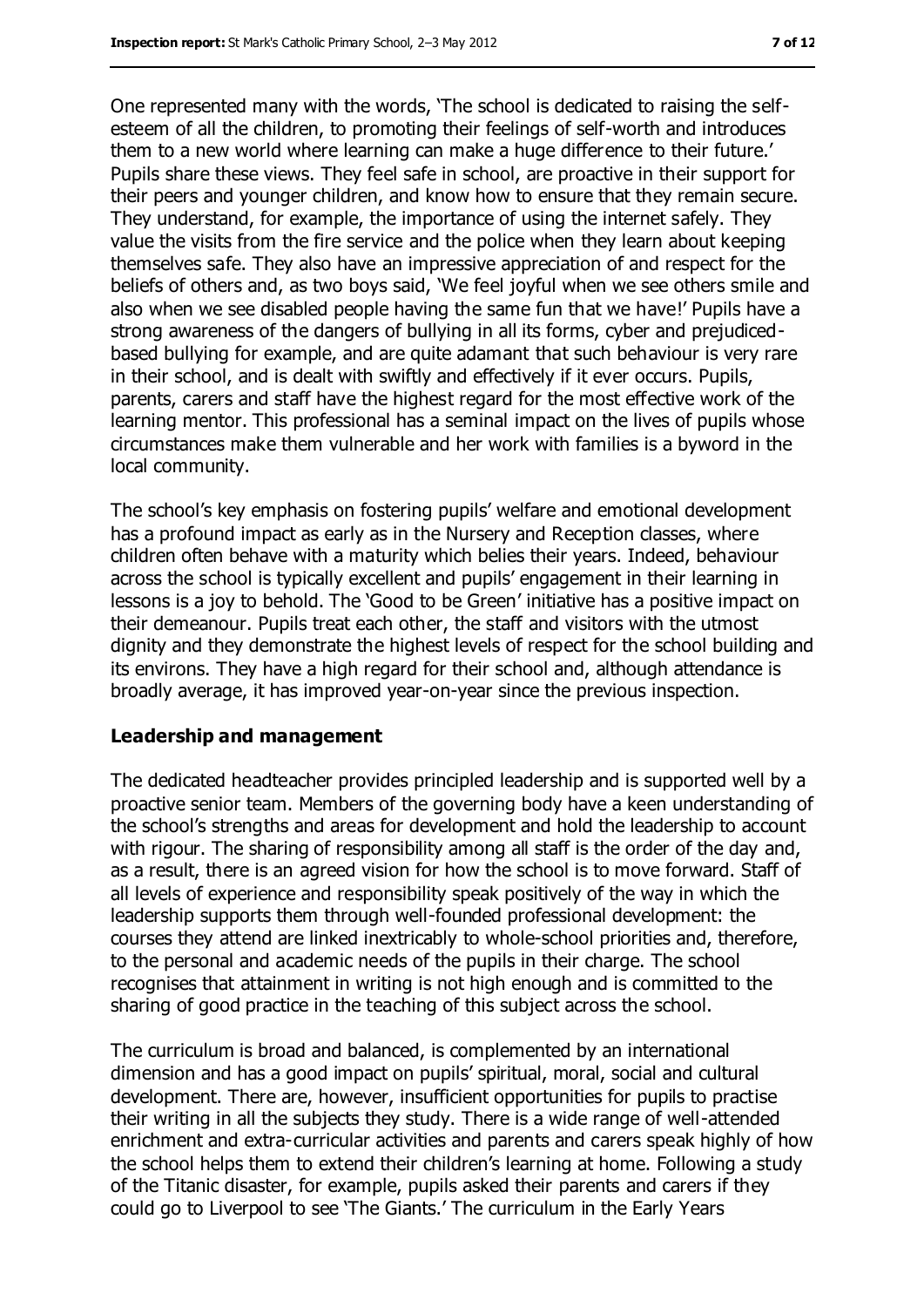One represented many with the words, 'The school is dedicated to raising the self-esteem of all the children, to promoting their feelings of self-worth and introduces them to a new world where learning can make a huge difference to their future.' Pupils share these views. They feel safe in school, are proactive in their support for their peers and younger children, and know how to ensure that they remain secure. They understand, for example, the importance of using the internet safely. They value the visits from the fire service and the police when they learn about keeping themselves safe. They also have an impressive appreciation of and respect for the beliefs of others and, as two boys said, 'We feel joyful when we see others smile and also when we see disabled people having the same fun that we have!' Pupils have a strong awareness of the dangers of bullying in all its forms, cyber and prejudiced-based bullying for example, and are quite adamant that such behaviour is very rare in their school, and is dealt with swiftly and effectively if it ever occurs. Pupils, parents, carers and staff have the highest regard for the most effective work of the learning mentor. This professional has a seminal impact on the lives of pupils whose circumstances make them vulnerable and her work with families is a byword in the local community.

The school's key emphasis on fostering pupils' welfare and emotional development has a profound impact as early as in the Nursery and Reception classes, where children often behave with a maturity which belies their years. Indeed, behaviour across the school is typically excellent and pupils' engagement in their learning in lessons is a joy to behold. The 'Good to be Green' initiative has a positive impact on their demeanour. Pupils treat each other, the staff and visitors with the utmost dignity and they demonstrate the highest levels of respect for the school building and its environs. They have a high regard for their school and, although attendance is broadly average, it has improved year-on-year since the previous inspection.

### Leadership and management

The dedicated headteacher provides principled leadership and is supported well by a proactive senior team. Members of the governing body have a keen understanding of the school's strengths and areas for development and hold the leadership to account with rigour. The sharing of responsibility among all staff is the order of the day and, as a result, there is an agreed vision for how the school is to move forward. Staff of all levels of experience and responsibility speak positively of the way in which the leadership supports them through well-founded professional development: the courses they attend are linked inextricably to whole-school priorities and, therefore, to the personal and academic needs of the pupils in their charge. The school recognises that attainment in writing is not high enough and is committed to the sharing of good practice in the teaching of this subject across the school.

The curriculum is broad and balanced, is complemented by an international dimension and has a good impact on pupils' spiritual, moral, social and cultural development. There are, however, insufficient opportunities for pupils to practise their writing in all the subjects they study. There is a wide range of well-attended enrichment and extra-curricular activities and parents and carers speak highly of how the school helps them to extend their children's learning at home. Following a study of the Titanic disaster, for example, pupils asked their parents and carers if they could go to Liverpool to see 'The Giants.' The curriculum in the Early Years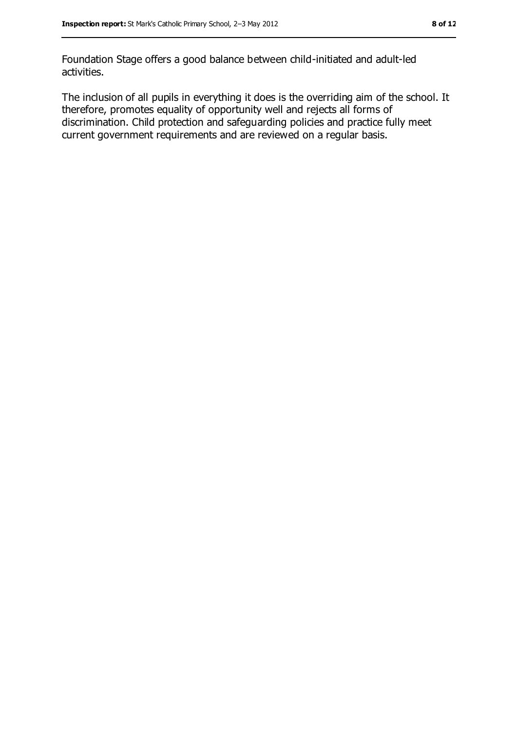Foundation Stage offers a good balance between child-initiated and adult-led activities.

The inclusion of all pupils in everything it does is the overriding aim of the school. It therefore, promotes equality of opportunity well and rejects all forms of discrimination. Child protection and safeguarding policies and practice fully meet current government requirements and are reviewed on a regular basis.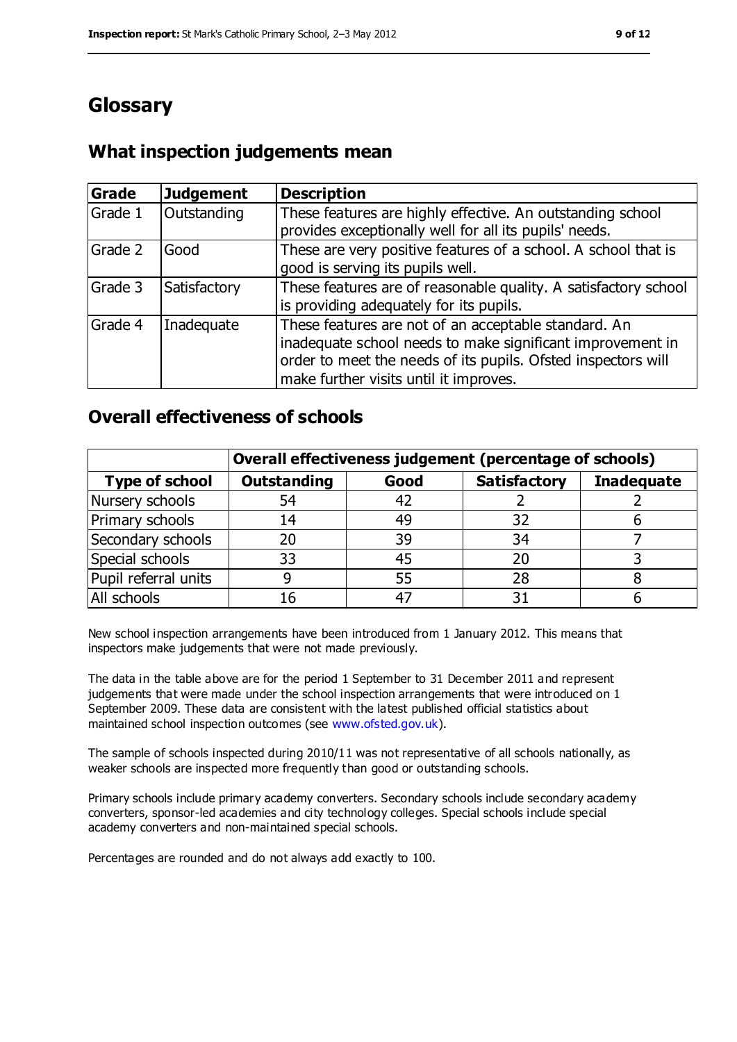# Glossary

## What inspection judgements mean

| Grade | Judgement | Description |
|---|---|---|
| Grade 1 | Outstanding | These features are highly effective. An outstanding school provides exceptionally well for all its pupils' needs. |
| Grade 2 | Good | These are very positive features of a school. A school that is good is serving its pupils well. |
| Grade 3 | Satisfactory | These features are of reasonable quality. A satisfactory school is providing adequately for its pupils. |
| Grade 4 | Inadequate | These features are not of an acceptable standard. An inadequate school needs to make significant improvement in order to meet the needs of its pupils. Ofsted inspectors will make further visits until it improves. |

## Overall effectiveness of schools

| | Overall effectiveness judgement (percentage of schools) | | | |
|---|---|---|---|---|
| **Type of school** | **Outstanding** | **Good** | **Satisfactory** | **Inadequate** |
| Nursery schools | 54 | 42 | 2 | 2 |
| Primary schools | 14 | 49 | 32 | 6 |
| Secondary schools | 20 | 39 | 34 | 7 |
| Special schools | 33 | 45 | 20 | 3 |
| Pupil referral units | 9 | 55 | 28 | 8 |
| All schools | 16 | 47 | 31 | 6 |

New school inspection arrangements have been introduced from 1 January 2012. This means that inspectors make judgements that were not made previously.

The data in the table above are for the period 1 September to 31 December 2011 and represent judgements that were made under the school inspection arrangements that were introduced on 1 September 2009. These data are consistent with the latest published official statistics about maintained school inspection outcomes (see www.ofsted.gov.uk).

The sample of schools inspected during 2010/11 was not representative of all schools nationally, as weaker schools are inspected more frequently than good or outstanding schools.

Primary schools include primary academy converters. Secondary schools include secondary academy converters, sponsor-led academies and city technology colleges. Special schools include special academy converters and non-maintained special schools.

Percentages are rounded and do not always add exactly to 100.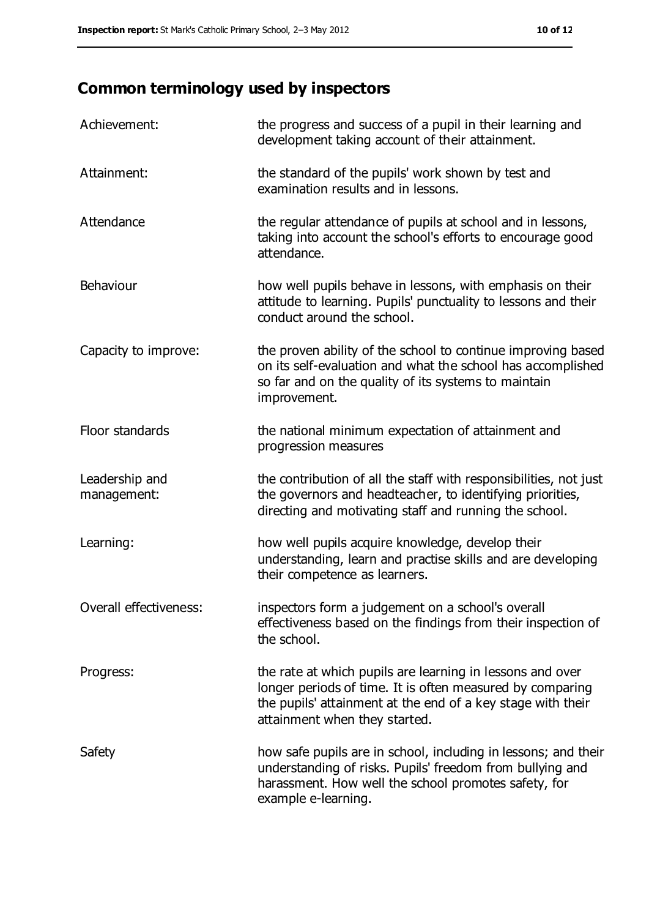## Common terminology used by inspectors

| | |
|---|---|
| Achievement: | the progress and success of a pupil in their learning and development taking account of their attainment. |
| Attainment: | the standard of the pupils' work shown by test and examination results and in lessons. |
| Attendance | the regular attendance of pupils at school and in lessons, taking into account the school's efforts to encourage good attendance. |
| Behaviour | how well pupils behave in lessons, with emphasis on their attitude to learning. Pupils' punctuality to lessons and their conduct around the school. |
| Capacity to improve: | the proven ability of the school to continue improving based on its self-evaluation and what the school has accomplished so far and on the quality of its systems to maintain improvement. |
| Floor standards | the national minimum expectation of attainment and progression measures |
| Leadership and management: | the contribution of all the staff with responsibilities, not just the governors and headteacher, to identifying priorities, directing and motivating staff and running the school. |
| Learning: | how well pupils acquire knowledge, develop their understanding, learn and practise skills and are developing their competence as learners. |
| Overall effectiveness: | inspectors form a judgement on a school's overall effectiveness based on the findings from their inspection of the school. |
| Progress: | the rate at which pupils are learning in lessons and over longer periods of time. It is often measured by comparing the pupils' attainment at the end of a key stage with their attainment when they started. |
| Safety | how safe pupils are in school, including in lessons; and their understanding of risks. Pupils' freedom from bullying and harassment. How well the school promotes safety, for example e-learning. |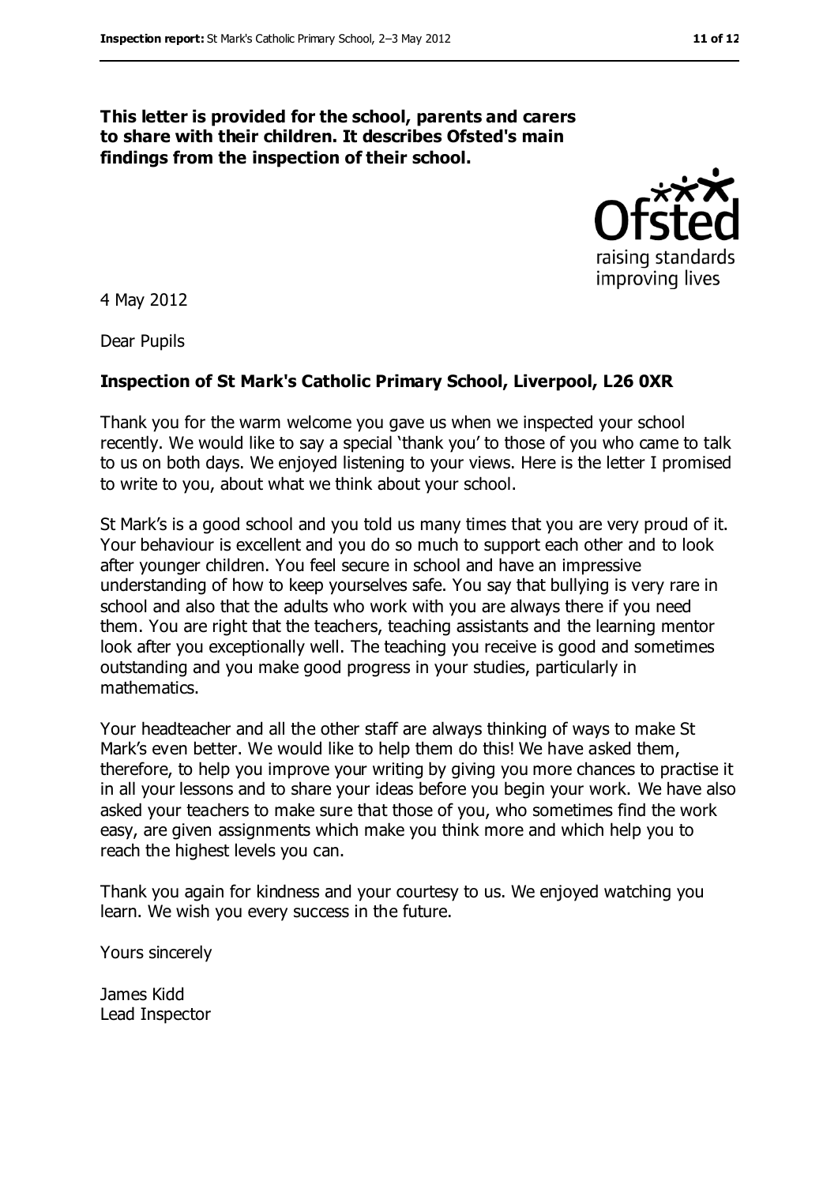**This letter is provided for the school, parents and carers to share with their children. It describes Ofsted's main findings from the inspection of their school.**

4 May 2012

Dear Pupils

**Inspection of St Mark's Catholic Primary School, Liverpool, L26 0XR**

Thank you for the warm welcome you gave us when we inspected your school recently. We would like to say a special 'thank you' to those of you who came to talk to us on both days. We enjoyed listening to your views. Here is the letter I promised to write to you, about what we think about your school.

St Mark's is a good school and you told us many times that you are very proud of it. Your behaviour is excellent and you do so much to support each other and to look after younger children. You feel secure in school and have an impressive understanding of how to keep yourselves safe. You say that bullying is very rare in school and also that the adults who work with you are always there if you need them. You are right that the teachers, teaching assistants and the learning mentor look after you exceptionally well. The teaching you receive is good and sometimes outstanding and you make good progress in your studies, particularly in mathematics.

Your headteacher and all the other staff are always thinking of ways to make St Mark's even better. We would like to help them do this! We have asked them, therefore, to help you improve your writing by giving you more chances to practise it in all your lessons and to share your ideas before you begin your work. We have also asked your teachers to make sure that those of you, who sometimes find the work easy, are given assignments which make you think more and which help you to reach the highest levels you can.

Thank you again for kindness and your courtesy to us. We enjoyed watching you learn. We wish you every success in the future.

Yours sincerely

James Kidd
Lead Inspector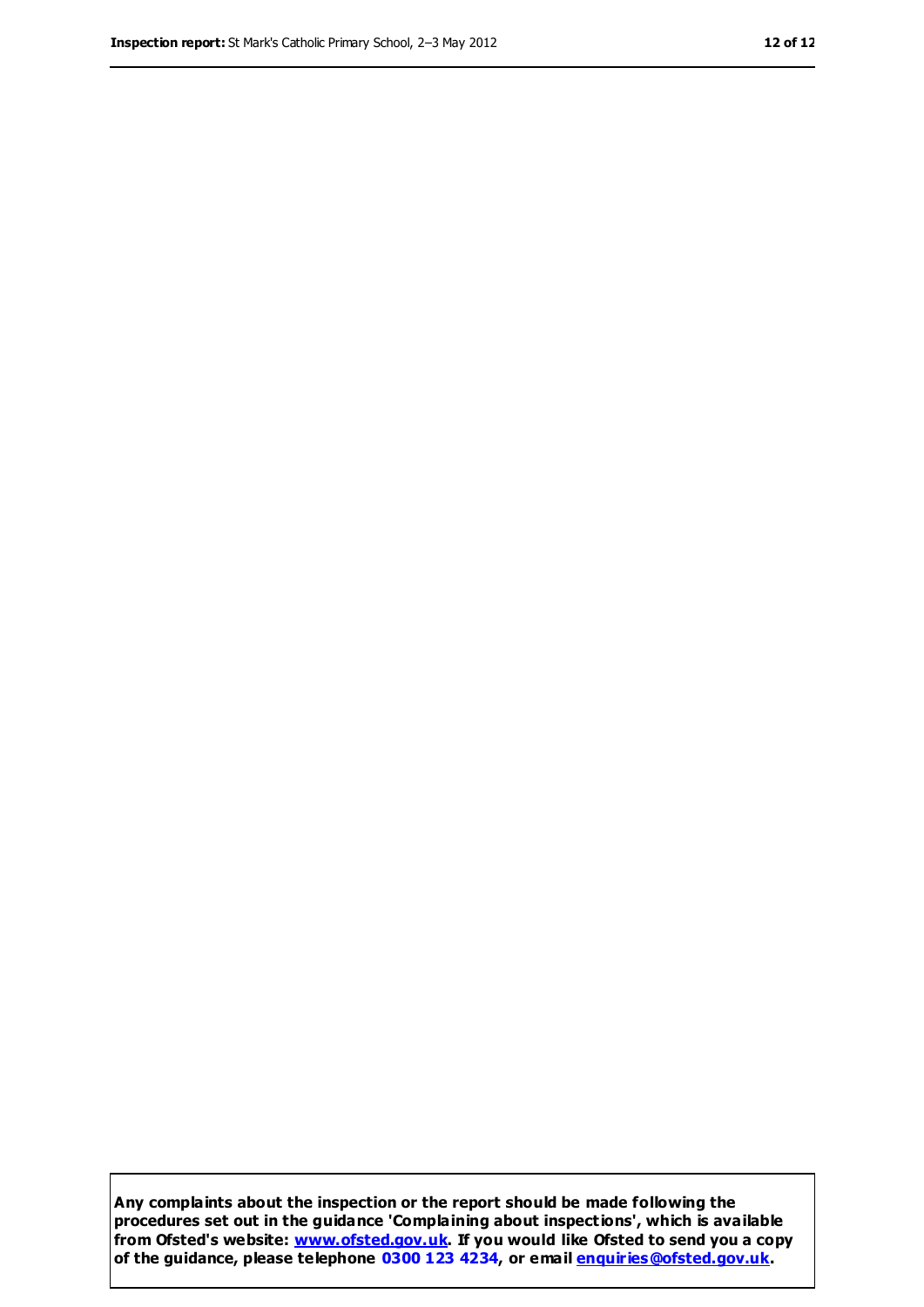**Any complaints about the inspection or the report should be made following the procedures set out in the guidance 'Complaining about inspections', which is available from Ofsted's website: [www.ofsted.gov.uk](http://www.ofsted.gov.uk). If you would like Ofsted to send you a copy of the guidance, please telephone 0300 123 4234, or email [enquiries@ofsted.gov.uk](mailto:enquiries@ofsted.gov.uk).**